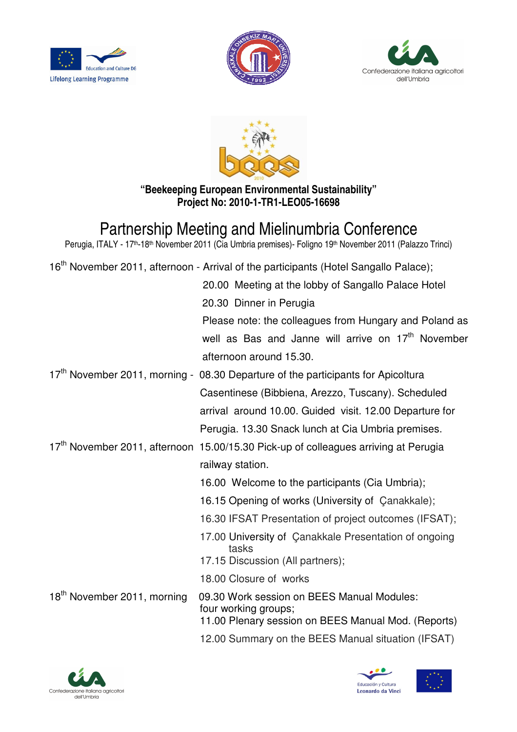Education and Culture DG
Lifelong Learning Programme

Confederazione italiana agricoltori dell'Umbria

**"Beekeeping European Environmental Sustainability"**
**Project No: 2010-1-TR1-LEO05-16698**

# Partnership Meeting and Mielinumbria Conference

Perugia, ITALY - 17th-18th November 2011 (Cia Umbria premises)- Foligno 19th November 2011 (Palazzo Trinci)

| | |
|---|---|
| 16th November 2011, afternoon | - Arrival of the participants (Hotel Sangallo Palace);<br>20.00 Meeting at the lobby of Sangallo Palace Hotel<br>20.30 Dinner in Perugia<br>Please note: the colleagues from Hungary and Poland as well as Bas and Janne will arrive on 17th November afternoon around 15.30. |
| 17th November 2011, morning | - 08.30 Departure of the participants for Apicoltura Casentinese (Bibbiena, Arezzo, Tuscany). Scheduled arrival around 10.00. Guided visit. 12.00 Departure for Perugia. 13.30 Snack lunch at Cia Umbria premises. |
| 17th November 2011, afternoon | 15.00/15.30 Pick-up of colleagues arriving at Perugia railway station.<br>16.00 Welcome to the participants (Cia Umbria);<br>16.15 Opening of works (University of Çanakkale);<br>16.30 IFSAT Presentation of project outcomes (IFSAT);<br>17.00 University of Çanakkale Presentation of ongoing tasks<br>17.15 Discussion (All partners);<br>18.00 Closure of works |
| 18th November 2011, morning | 09.30 Work session on BEES Manual Modules: four working groups;<br>11.00 Plenary session on BEES Manual Mod. (Reports)<br>12.00 Summary on the BEES Manual situation (IFSAT) |

Confederazione italiana agricoltori dell'Umbria

Educación y Cultura
Leonardo da Vinci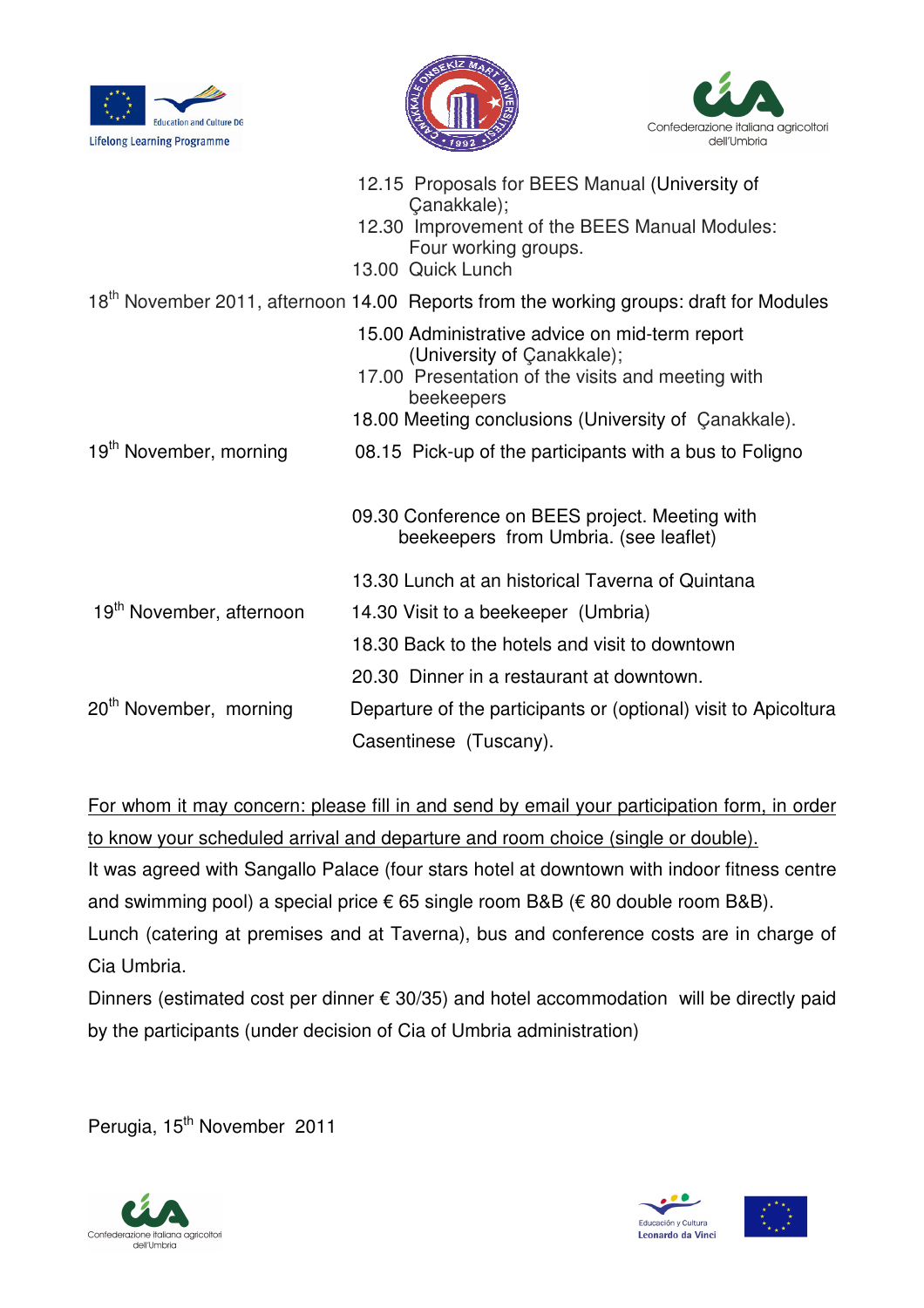| | |
|---|---|
| | 12.15 Proposals for BEES Manual (University of Çanakkale); |
| | 12.30 Improvement of the BEES Manual Modules: Four working groups. |
| | 13.00 Quick Lunch |
| 18th November 2011, afternoon | 14.00 Reports from the working groups: draft for Modules |
| | 15.00 Administrative advice on mid-term report (University of Çanakkale); |
| | 17.00 Presentation of the visits and meeting with beekeepers |
| | 18.00 Meeting conclusions (University of Çanakkale). |
| 19th November, morning | 08.15 Pick-up of the participants with a bus to Foligno |
| | 09.30 Conference on BEES project. Meeting with beekeepers from Umbria. (see leaflet) |
| | 13.30 Lunch at an historical Taverna of Quintana |
| 19th November, afternoon | 14.30 Visit to a beekeeper (Umbria) |
| | 18.30 Back to the hotels and visit to downtown |
| | 20.30 Dinner in a restaurant at downtown. |
| 20th November, morning | Departure of the participants or (optional) visit to Apicoltura Casentinese (Tuscany). |

For whom it may concern: please fill in and send by email your participation form, in order to know your scheduled arrival and departure and room choice (single or double).

It was agreed with Sangallo Palace (four stars hotel at downtown with indoor fitness centre and swimming pool) a special price € 65 single room B&B (€ 80 double room B&B).

Lunch (catering at premises and at Taverna), bus and conference costs are in charge of Cia Umbria.

Dinners (estimated cost per dinner € 30/35) and hotel accommodation will be directly paid by the participants (under decision of Cia of Umbria administration)

Perugia, 15th November 2011